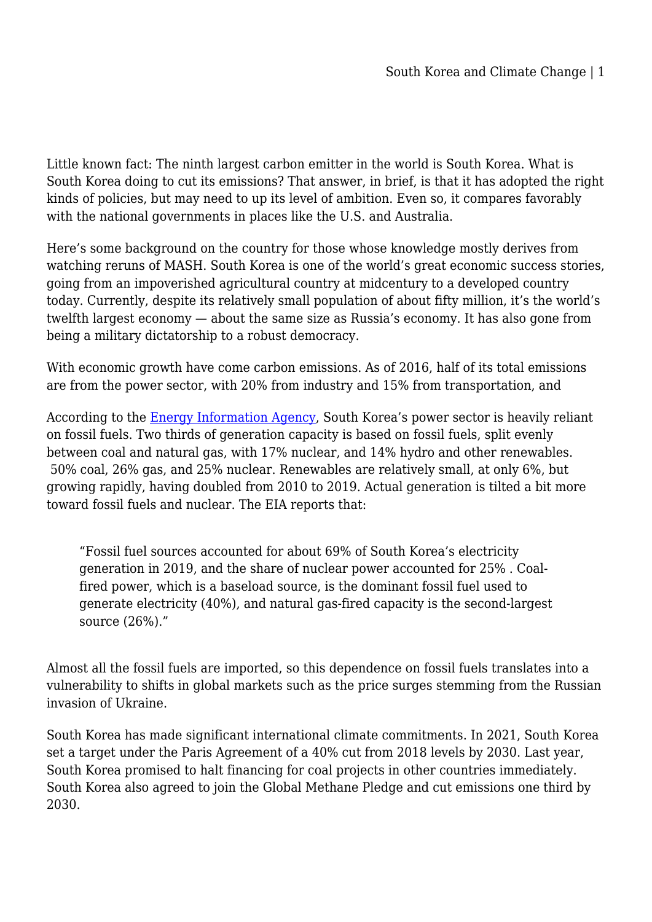Little known fact: The ninth largest carbon emitter in the world is South Korea. What is South Korea doing to cut its emissions? That answer, in brief, is that it has adopted the right kinds of policies, but may need to up its level of ambition. Even so, it compares favorably with the national governments in places like the U.S. and Australia.

Here's some background on the country for those whose knowledge mostly derives from watching reruns of MASH. South Korea is one of the world's great economic success stories, going from an impoverished agricultural country at midcentury to a developed country today. Currently, despite its relatively small population of about fifty million, it's the world's twelfth largest economy — about the same size as Russia's economy. It has also gone from being a military dictatorship to a robust democracy.

With economic growth have come carbon emissions. As of 2016, half of its total emissions are from the power sector, with 20% from industry and 15% from transportation, and

According to the [Energy Information Agency](), South Korea's power sector is heavily reliant on fossil fuels. Two thirds of generation capacity is based on fossil fuels, split evenly between coal and natural gas, with 17% nuclear, and 14% hydro and other renewables. 50% coal, 26% gas, and 25% nuclear. Renewables are relatively small, at only 6%, but growing rapidly, having doubled from 2010 to 2019. Actual generation is tilted a bit more toward fossil fuels and nuclear. The EIA reports that:

> "Fossil fuel sources accounted for about 69% of South Korea's electricity generation in 2019, and the share of nuclear power accounted for 25% . Coal-fired power, which is a baseload source, is the dominant fossil fuel used to generate electricity (40%), and natural gas-fired capacity is the second-largest source (26%)."

Almost all the fossil fuels are imported, so this dependence on fossil fuels translates into a vulnerability to shifts in global markets such as the price surges stemming from the Russian invasion of Ukraine.

South Korea has made significant international climate commitments. In 2021, South Korea set a target under the Paris Agreement of a 40% cut from 2018 levels by 2030. Last year, South Korea promised to halt financing for coal projects in other countries immediately. South Korea also agreed to join the Global Methane Pledge and cut emissions one third by 2030.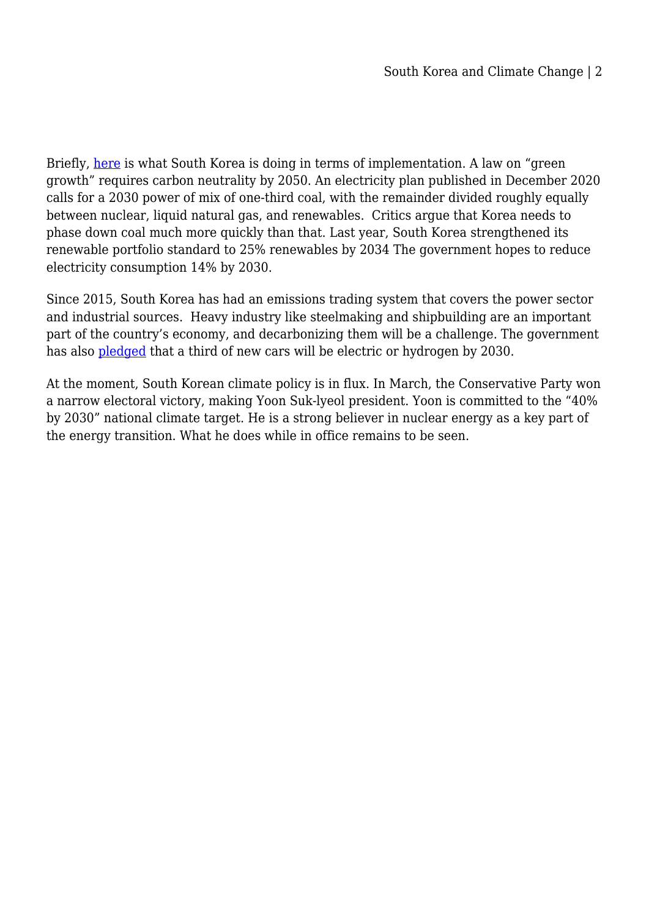Briefly, here is what South Korea is doing in terms of implementation. A law on "green growth" requires carbon neutrality by 2050. An electricity plan published in December 2020 calls for a 2030 power of mix of one-third coal, with the remainder divided roughly equally between nuclear, liquid natural gas, and renewables. Critics argue that Korea needs to phase down coal much more quickly than that. Last year, South Korea strengthened its renewable portfolio standard to 25% renewables by 2034 The government hopes to reduce electricity consumption 14% by 2030.

Since 2015, South Korea has had an emissions trading system that covers the power sector and industrial sources. Heavy industry like steelmaking and shipbuilding are an important part of the country's economy, and decarbonizing them will be a challenge. The government has also pledged that a third of new cars will be electric or hydrogen by 2030.

At the moment, South Korean climate policy is in flux. In March, the Conservative Party won a narrow electoral victory, making Yoon Suk-lyeol president. Yoon is committed to the "40% by 2030" national climate target. He is a strong believer in nuclear energy as a key part of the energy transition. What he does while in office remains to be seen.